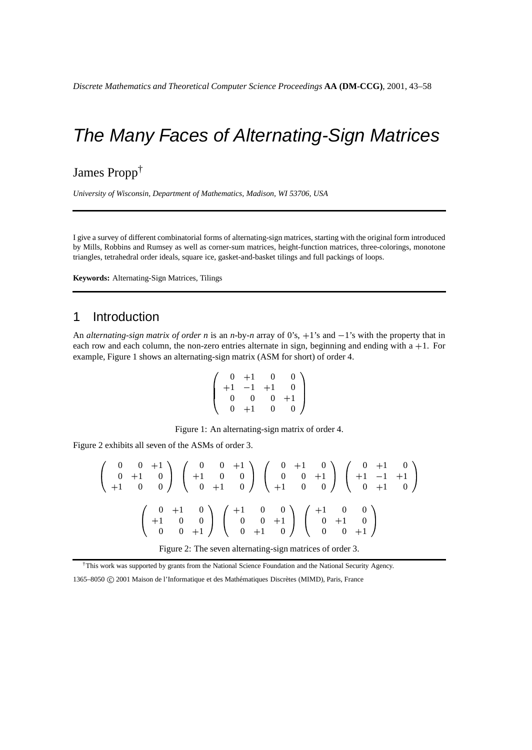# The Many Faces of Alternating-Sign Matrices

James Propp[†]

*University of Wisconsin, Department of Mathematics, Madison, WI 53706, USA*

---

I give a survey of different combinatorial forms of alternating-sign matrices, starting with the original form introduced by Mills, Robbins and Rumsey as well as corner-sum matrices, height-function matrices, three-colorings, monotone triangles, tetrahedral order ideals, square ice, gasket-and-basket tilings and full packings of loops.

**Keywords:** Alternating-Sign Matrices, Tilings

---

## 1 Introduction

An *alternating-sign matrix of order n* is an *n*-by-*n* array of 0's, $+1$'s and $-1$'s with the property that in each row and each column, the non-zero entries alternate in sign, beginning and ending with a $+1$. For example, Figure 1 shows an alternating-sign matrix (ASM for short) of order 4.

$$\begin{pmatrix} 0 & +1 & 0 & 0 \\ +1 & -1 & +1 & 0 \\ 0 & 0 & 0 & +1 \\ 0 & +1 & 0 & 0 \end{pmatrix}$$

Figure 1: An alternating-sign matrix of order 4.

Figure 2 exhibits all seven of the ASMs of order 3.

$$\begin{pmatrix} 0 & 0 & +1 \\ 0 & +1 & 0 \\ +1 & 0 & 0 \end{pmatrix} \begin{pmatrix} 0 & 0 & +1 \\ +1 & 0 & 0 \\ 0 & +1 & 0 \end{pmatrix} \begin{pmatrix} 0 & +1 & 0 \\ 0 & 0 & +1 \\ +1 & 0 & 0 \end{pmatrix} \begin{pmatrix} 0 & +1 & 0 \\ +1 & -1 & +1 \\ 0 & +1 & 0 \end{pmatrix}$$

$$\begin{pmatrix} 0 & +1 & 0 \\ +1 & 0 & 0 \\ 0 & 0 & +1 \end{pmatrix} \begin{pmatrix} +1 & 0 & 0 \\ 0 & 0 & +1 \\ 0 & +1 & 0 \end{pmatrix} \begin{pmatrix} +1 & 0 & 0 \\ 0 & +1 & 0 \\ 0 & 0 & +1 \end{pmatrix}$$

Figure 2: The seven alternating-sign matrices of order 3.

[†]This work was supported by grants from the National Science Foundation and the National Security Agency.

1365–8050 © 2001 Maison de l'Informatique et des Mathématiques Discrètes (MIMD), Paris, France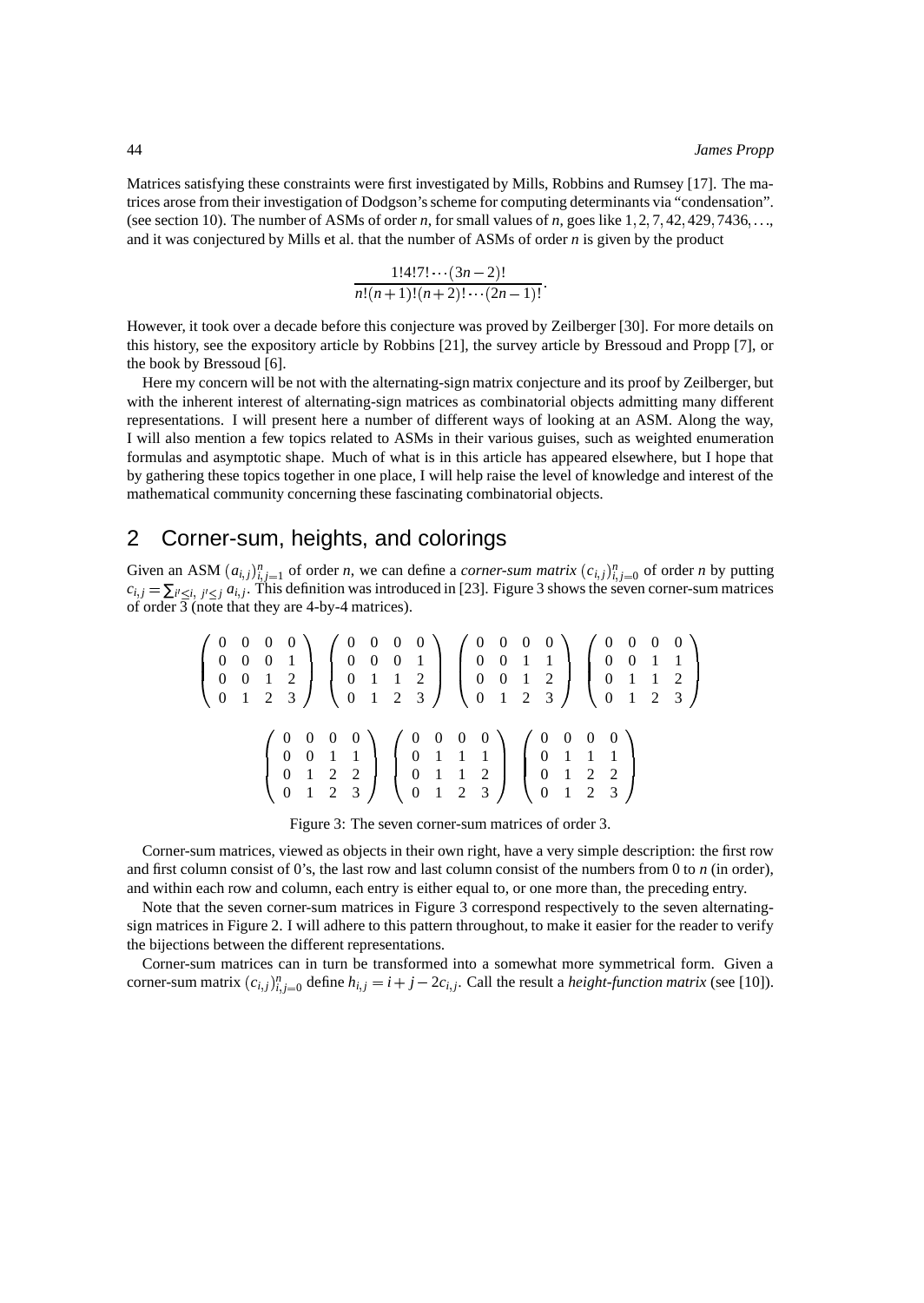Matrices satisfying these constraints were first investigated by Mills, Robbins and Rumsey [17]. The matrices arose from their investigation of Dodgson's scheme for computing determinants via "condensation". (see section 10). The number of ASMs of order $n$, for small values of $n$, goes like $1, 2, 7, 42, 429, 7436, \ldots$, and it was conjectured by Mills et al. that the number of ASMs of order $n$ is given by the product

$$\frac{1!4!7!\cdots(3n-2)!}{n!(n+1)!(n+2)!\cdots(2n-1)!}.$$

However, it took over a decade before this conjecture was proved by Zeilberger [30]. For more details on this history, see the expository article by Robbins [21], the survey article by Bressoud and Propp [7], or the book by Bressoud [6].

Here my concern will be not with the alternating-sign matrix conjecture and its proof by Zeilberger, but with the inherent interest of alternating-sign matrices as combinatorial objects admitting many different representations. I will present here a number of different ways of looking at an ASM. Along the way, I will also mention a few topics related to ASMs in their various guises, such as weighted enumeration formulas and asymptotic shape. Much of what is in this article has appeared elsewhere, but I hope that by gathering these topics together in one place, I will help raise the level of knowledge and interest of the mathematical community concerning these fascinating combinatorial objects.

## 2 Corner-sum, heights, and colorings

Given an ASM $(a_{i,j})_{i,j=1}^n$ of order $n$, we can define a *corner-sum matrix* $(c_{i,j})_{i,j=0}^n$ of order $n$ by putting $c_{i,j} = \sum_{i' \leq i,\ j' \leq j} a_{i,j}$. This definition was introduced in [23]. Figure 3 shows the seven corner-sum matrices of order 3 (note that they are 4-by-4 matrices).

$$\begin{pmatrix} 0 & 0 & 0 & 0 \\ 0 & 0 & 0 & 1 \\ 0 & 0 & 1 & 2 \\ 0 & 1 & 2 & 3 \end{pmatrix} \begin{pmatrix} 0 & 0 & 0 & 0 \\ 0 & 0 & 0 & 1 \\ 0 & 1 & 1 & 2 \\ 0 & 1 & 2 & 3 \end{pmatrix} \begin{pmatrix} 0 & 0 & 0 & 0 \\ 0 & 0 & 1 & 1 \\ 0 & 0 & 1 & 2 \\ 0 & 1 & 2 & 3 \end{pmatrix} \begin{pmatrix} 0 & 0 & 0 & 0 \\ 0 & 0 & 1 & 1 \\ 0 & 1 & 1 & 2 \\ 0 & 1 & 2 & 3 \end{pmatrix}$$

$$\begin{pmatrix} 0 & 0 & 0 & 0 \\ 0 & 0 & 1 & 1 \\ 0 & 1 & 2 & 2 \\ 0 & 1 & 2 & 3 \end{pmatrix} \begin{pmatrix} 0 & 0 & 0 & 0 \\ 0 & 1 & 1 & 1 \\ 0 & 1 & 1 & 2 \\ 0 & 1 & 2 & 3 \end{pmatrix} \begin{pmatrix} 0 & 0 & 0 & 0 \\ 0 & 1 & 1 & 1 \\ 0 & 1 & 2 & 2 \\ 0 & 1 & 2 & 3 \end{pmatrix}$$

Figure 3: The seven corner-sum matrices of order 3.

Corner-sum matrices, viewed as objects in their own right, have a very simple description: the first row and first column consist of 0's, the last row and last column consist of the numbers from 0 to $n$ (in order), and within each row and column, each entry is either equal to, or one more than, the preceding entry.

Note that the seven corner-sum matrices in Figure 3 correspond respectively to the seven alternating-sign matrices in Figure 2. I will adhere to this pattern throughout, to make it easier for the reader to verify the bijections between the different representations.

Corner-sum matrices can in turn be transformed into a somewhat more symmetrical form. Given a corner-sum matrix $(c_{i,j})_{i,j=0}^n$ define $h_{i,j} = i + j - 2c_{i,j}$. Call the result a *height-function matrix* (see [10]).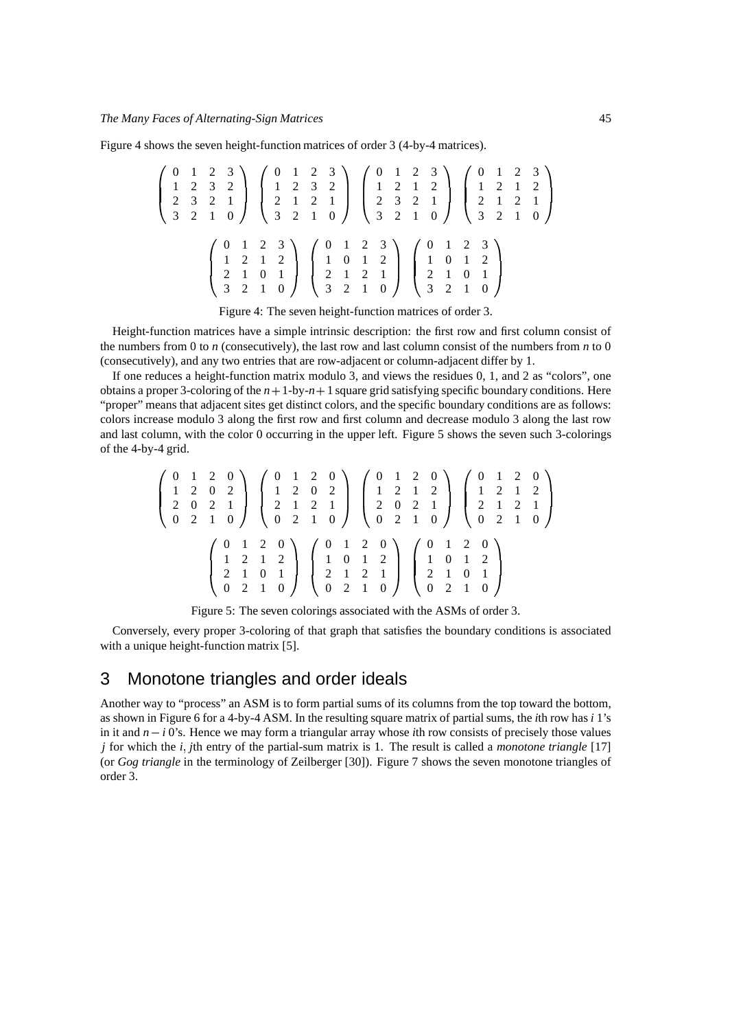Figure 4 shows the seven height-function matrices of order 3 (4-by-4 matrices).

$$
\begin{pmatrix} 0 & 1 & 2 & 3 \\ 1 & 2 & 3 & 2 \\ 2 & 3 & 2 & 1 \\ 3 & 2 & 1 & 0 \end{pmatrix}
\begin{pmatrix} 0 & 1 & 2 & 3 \\ 1 & 2 & 3 & 2 \\ 2 & 1 & 2 & 1 \\ 3 & 2 & 1 & 0 \end{pmatrix}
\begin{pmatrix} 0 & 1 & 2 & 3 \\ 1 & 2 & 1 & 2 \\ 2 & 3 & 2 & 1 \\ 3 & 2 & 1 & 0 \end{pmatrix}
\begin{pmatrix} 0 & 1 & 2 & 3 \\ 1 & 2 & 1 & 2 \\ 2 & 1 & 2 & 1 \\ 3 & 2 & 1 & 0 \end{pmatrix}
$$

$$
\begin{pmatrix} 0 & 1 & 2 & 3 \\ 1 & 2 & 1 & 2 \\ 2 & 1 & 0 & 1 \\ 3 & 2 & 1 & 0 \end{pmatrix}
\begin{pmatrix} 0 & 1 & 2 & 3 \\ 1 & 0 & 1 & 2 \\ 2 & 1 & 2 & 1 \\ 3 & 2 & 1 & 0 \end{pmatrix}
\begin{pmatrix} 0 & 1 & 2 & 3 \\ 1 & 0 & 1 & 2 \\ 2 & 1 & 0 & 1 \\ 3 & 2 & 1 & 0 \end{pmatrix}
$$

Figure 4: The seven height-function matrices of order 3.

Height-function matrices have a simple intrinsic description: the first row and first column consist of the numbers from 0 to $n$ (consecutively), the last row and last column consist of the numbers from $n$ to 0 (consecutively), and any two entries that are row-adjacent or column-adjacent differ by 1.

If one reduces a height-function matrix modulo 3, and views the residues 0, 1, and 2 as "colors", one obtains a proper 3-coloring of the $n+1$-by-$n+1$ square grid satisfying specific boundary conditions. Here "proper" means that adjacent sites get distinct colors, and the specific boundary conditions are as follows: colors increase modulo 3 along the first row and first column and decrease modulo 3 along the last row and last column, with the color 0 occurring in the upper left. Figure 5 shows the seven such 3-colorings of the 4-by-4 grid.

$$
\begin{pmatrix} 0 & 1 & 2 & 0 \\ 1 & 2 & 0 & 2 \\ 2 & 0 & 2 & 1 \\ 0 & 2 & 1 & 0 \end{pmatrix}
\begin{pmatrix} 0 & 1 & 2 & 0 \\ 1 & 2 & 0 & 2 \\ 2 & 1 & 2 & 1 \\ 0 & 2 & 1 & 0 \end{pmatrix}
\begin{pmatrix} 0 & 1 & 2 & 0 \\ 1 & 2 & 1 & 2 \\ 2 & 0 & 2 & 1 \\ 0 & 2 & 1 & 0 \end{pmatrix}
\begin{pmatrix} 0 & 1 & 2 & 0 \\ 1 & 2 & 1 & 2 \\ 2 & 1 & 2 & 1 \\ 0 & 2 & 1 & 0 \end{pmatrix}
$$

$$
\begin{pmatrix} 0 & 1 & 2 & 0 \\ 1 & 2 & 1 & 2 \\ 2 & 1 & 0 & 1 \\ 0 & 2 & 1 & 0 \end{pmatrix}
\begin{pmatrix} 0 & 1 & 2 & 0 \\ 1 & 0 & 1 & 2 \\ 2 & 1 & 2 & 1 \\ 0 & 2 & 1 & 0 \end{pmatrix}
\begin{pmatrix} 0 & 1 & 2 & 0 \\ 1 & 0 & 1 & 2 \\ 2 & 1 & 0 & 1 \\ 0 & 2 & 1 & 0 \end{pmatrix}
$$

Figure 5: The seven colorings associated with the ASMs of order 3.

Conversely, every proper 3-coloring of that graph that satisfies the boundary conditions is associated with a unique height-function matrix [5].

## 3 Monotone triangles and order ideals

Another way to "process" an ASM is to form partial sums of its columns from the top toward the bottom, as shown in Figure 6 for a 4-by-4 ASM. In the resulting square matrix of partial sums, the $i$th row has $i$ 1's in it and $n-i$ 0's. Hence we may form a triangular array whose $i$th row consists of precisely those values $j$ for which the $i,j$th entry of the partial-sum matrix is 1. The result is called a *monotone triangle* [17] (or *Gog triangle* in the terminology of Zeilberger [30]). Figure 7 shows the seven monotone triangles of order 3.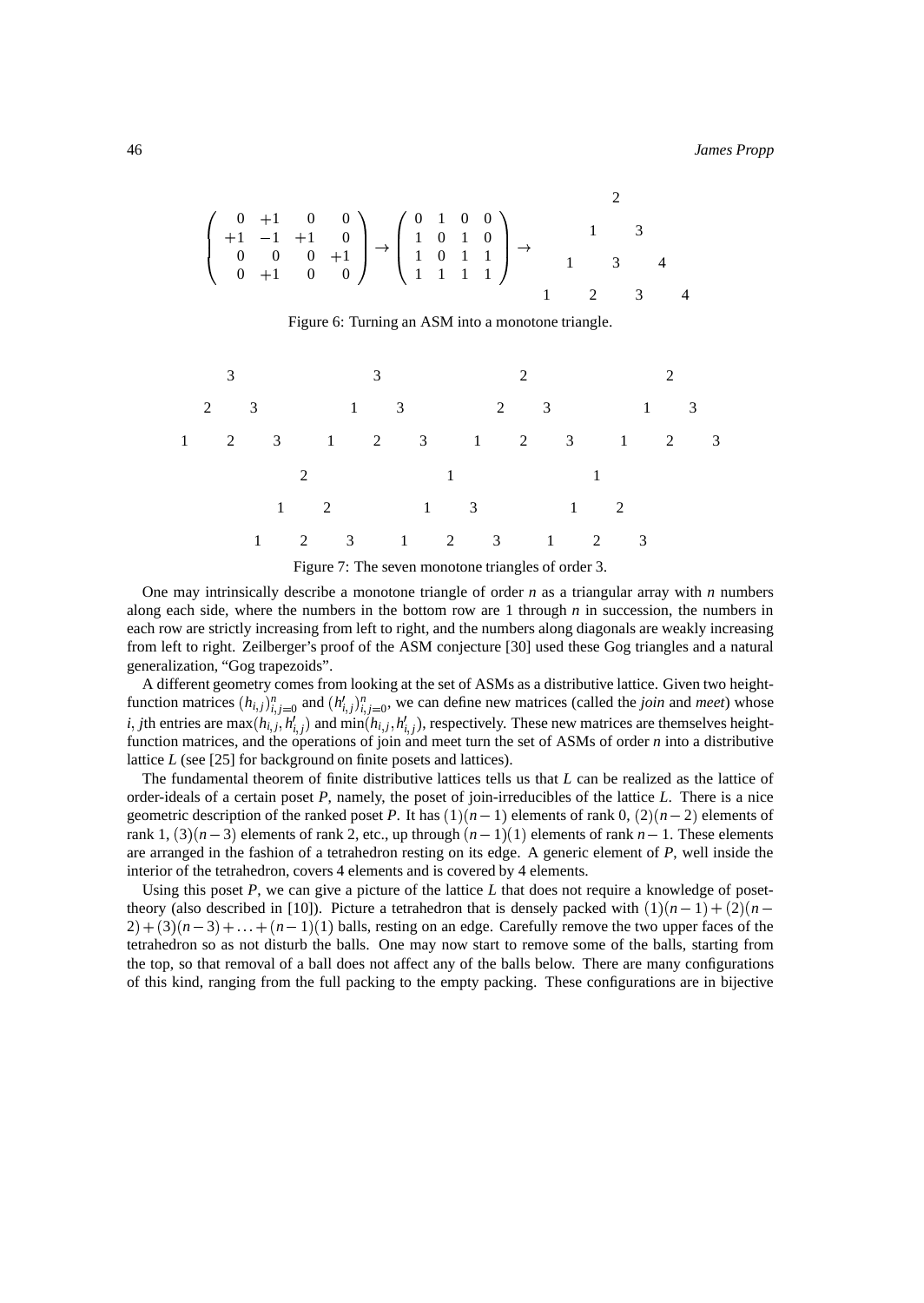$$
\begin{pmatrix} 0 & +1 & 0 & 0 \\ +1 & -1 & +1 & 0 \\ 0 & 0 & 0 & +1 \\ 0 & +1 & 0 & 0 \end{pmatrix} \rightarrow \begin{pmatrix} 0 & 1 & 0 & 0 \\ 1 & 0 & 1 & 0 \\ 1 & 0 & 1 & 1 \\ 1 & 1 & 1 & 1 \end{pmatrix} \rightarrow \begin{matrix} & & & 2 & & & \\ & & 1 & & 3 & & \\ & 1 & & 3 & & 4 & \\ 1 & & 2 & & 3 & & 4 \end{matrix}
$$

Figure 6: Turning an ASM into a monotone triangle.

```
    3              3              2              2
  2   3          1   3          2   3          1   3
1   2   3      1   2   3      1   2   3      1   2   3

           2              1              1
         1   2          1   3          1   2
       1   2   3      1   2   3      1   2   3
```

Figure 7: The seven monotone triangles of order 3.

One may intrinsically describe a monotone triangle of order $n$ as a triangular array with $n$ numbers along each side, where the numbers in the bottom row are 1 through $n$ in succession, the numbers in each row are strictly increasing from left to right, and the numbers along diagonals are weakly increasing from left to right. Zeilberger's proof of the ASM conjecture [30] used these Gog triangles and a natural generalization, "Gog trapezoids".

A different geometry comes from looking at the set of ASMs as a distributive lattice. Given two height-function matrices $(h_{i,j})_{i,j=0}^{n}$ and $(h'_{i,j})_{i,j=0}^{n}$, we can define new matrices (called the *join* and *meet*) whose $i, j$th entries are $\max(h_{i,j}, h'_{i,j})$ and $\min(h_{i,j}, h'_{i,j})$, respectively. These new matrices are themselves height-function matrices, and the operations of join and meet turn the set of ASMs of order $n$ into a distributive lattice $L$ (see [25] for background on finite posets and lattices).

The fundamental theorem of finite distributive lattices tells us that $L$ can be realized as the lattice of order-ideals of a certain poset $P$, namely, the poset of join-irreducibles of the lattice $L$. There is a nice geometric description of the ranked poset $P$. It has $(1)(n-1)$ elements of rank 0, $(2)(n-2)$ elements of rank 1, $(3)(n-3)$ elements of rank 2, etc., up through $(n-1)(1)$ elements of rank $n-1$. These elements are arranged in the fashion of a tetrahedron resting on its edge. A generic element of $P$, well inside the interior of the tetrahedron, covers 4 elements and is covered by 4 elements.

Using this poset $P$, we can give a picture of the lattice $L$ that does not require a knowledge of poset-theory (also described in [10]). Picture a tetrahedron that is densely packed with $(1)(n-1)+(2)(n-2)+(3)(n-3)+\ldots+(n-1)(1)$ balls, resting on an edge. Carefully remove the two upper faces of the tetrahedron so as not disturb the balls. One may now start to remove some of the balls, starting from the top, so that removal of a ball does not affect any of the balls below. There are many configurations of this kind, ranging from the full packing to the empty packing. These configurations are in bijective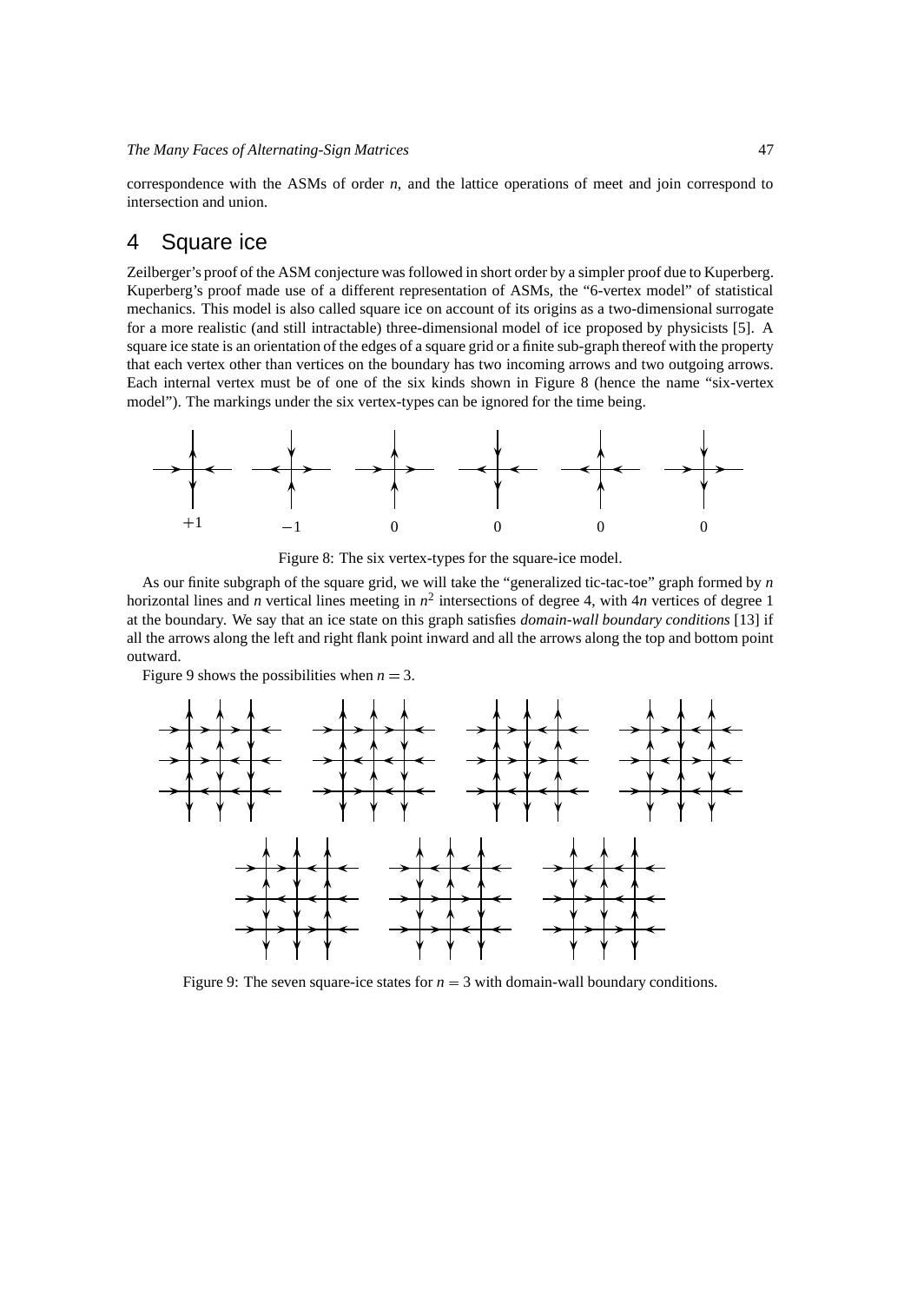correspondence with the ASMs of order $n$, and the lattice operations of meet and join correspond to intersection and union.

## 4 Square ice

Zeilberger's proof of the ASM conjecture was followed in short order by a simpler proof due to Kuperberg. Kuperberg's proof made use of a different representation of ASMs, the "6-vertex model" of statistical mechanics. This model is also called square ice on account of its origins as a two-dimensional surrogate for a more realistic (and still intractable) three-dimensional model of ice proposed by physicists [5]. A square ice state is an orientation of the edges of a square grid or a finite sub-graph thereof with the property that each vertex other than vertices on the boundary has two incoming arrows and two outgoing arrows. Each internal vertex must be of one of the six kinds shown in Figure 8 (hence the name "six-vertex model"). The markings under the six vertex-types can be ignored for the time being.

$+1$ $\quad -1 \quad 0 \quad 0 \quad 0 \quad 0$

Figure 8: The six vertex-types for the square-ice model.

As our finite subgraph of the square grid, we will take the "generalized tic-tac-toe" graph formed by $n$ horizontal lines and $n$ vertical lines meeting in $n^2$ intersections of degree 4, with $4n$ vertices of degree 1 at the boundary. We say that an ice state on this graph satisfies *domain-wall boundary conditions* [13] if all the arrows along the left and right flank point inward and all the arrows along the top and bottom point outward.

Figure 9 shows the possibilities when $n = 3$.

Figure 9: The seven square-ice states for $n = 3$ with domain-wall boundary conditions.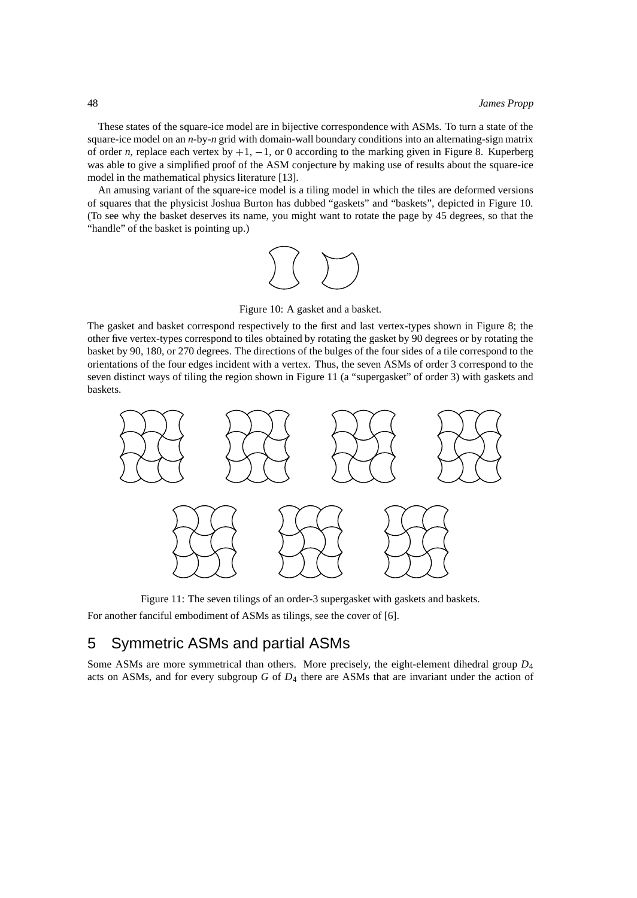These states of the square-ice model are in bijective correspondence with ASMs. To turn a state of the square-ice model on an $n$-by-$n$ grid with domain-wall boundary conditions into an alternating-sign matrix of order $n$, replace each vertex by $+1$, $-1$, or 0 according to the marking given in Figure 8. Kuperberg was able to give a simplified proof of the ASM conjecture by making use of results about the square-ice model in the mathematical physics literature [13].

An amusing variant of the square-ice model is a tiling model in which the tiles are deformed versions of squares that the physicist Joshua Burton has dubbed "gaskets" and "baskets", depicted in Figure 10. (To see why the basket deserves its name, you might want to rotate the page by 45 degrees, so that the "handle" of the basket is pointing up.)

Figure 10: A gasket and a basket.

The gasket and basket correspond respectively to the first and last vertex-types shown in Figure 8; the other five vertex-types correspond to tiles obtained by rotating the gasket by 90 degrees or by rotating the basket by 90, 180, or 270 degrees. The directions of the bulges of the four sides of a tile correspond to the orientations of the four edges incident with a vertex. Thus, the seven ASMs of order 3 correspond to the seven distinct ways of tiling the region shown in Figure 11 (a "supergasket" of order 3) with gaskets and baskets.

Figure 11: The seven tilings of an order-3 supergasket with gaskets and baskets.

For another fanciful embodiment of ASMs as tilings, see the cover of [6].

## 5 Symmetric ASMs and partial ASMs

Some ASMs are more symmetrical than others. More precisely, the eight-element dihedral group $D_4$ acts on ASMs, and for every subgroup $G$ of $D_4$ there are ASMs that are invariant under the action of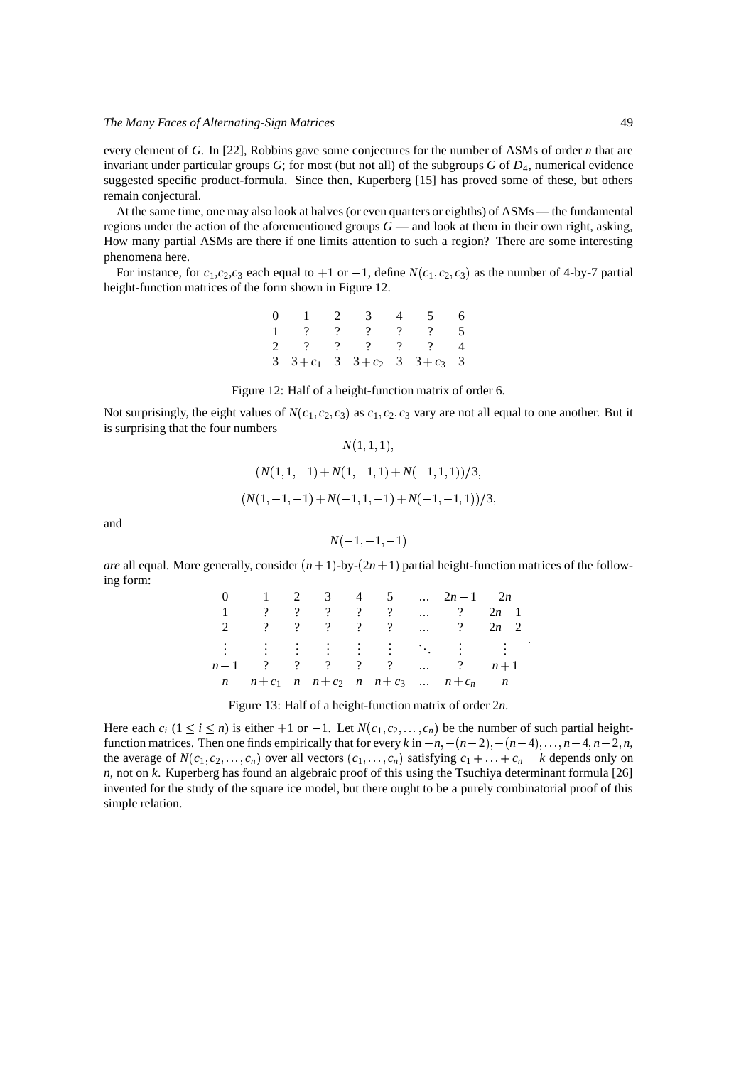every element of $G$. In [22], Robbins gave some conjectures for the number of ASMs of order $n$ that are invariant under particular groups $G$; for most (but not all) of the subgroups $G$ of $D_4$, numerical evidence suggested specific product-formula. Since then, Kuperberg [15] has proved some of these, but others remain conjectural.

At the same time, one may also look at halves (or even quarters or eighths) of ASMs — the fundamental regions under the action of the aforementioned groups $G$ — and look at them in their own right, asking, How many partial ASMs are there if one limits attention to such a region? There are some interesting phenomena here.

For instance, for $c_1, c_2, c_3$ each equal to $+1$ or $-1$, define $N(c_1, c_2, c_3)$ as the number of 4-by-7 partial height-function matrices of the form shown in Figure 12.

$$
\begin{array}{ccccccc}
0 & 1 & 2 & 3 & 4 & 5 & 6 \\
1 & ? & ? & ? & ? & ? & 5 \\
2 & ? & ? & ? & ? & ? & 4 \\
3 & 3+c_1 & 3 & 3+c_2 & 3 & 3+c_3 & 3
\end{array}
$$

Figure 12: Half of a height-function matrix of order 6.

Not surprisingly, the eight values of $N(c_1, c_2, c_3)$ as $c_1, c_2, c_3$ vary are not all equal to one another. But it is surprising that the four numbers

$$N(1,1,1),$$

$$(N(1,1,-1)+N(1,-1,1)+N(-1,1,1))/3,$$

$$(N(1,-1,-1)+N(-1,1,-1)+N(-1,-1,1))/3,$$

and

$$N(-1,-1,-1)$$

*are* all equal. More generally, consider $(n+1)$-by-$(2n+1)$ partial height-function matrices of the following form:

$$
\begin{array}{ccccccccc}
0 & 1 & 2 & 3 & 4 & 5 & \dots & 2n-1 & 2n \\
1 & ? & ? & ? & ? & ? & \dots & ? & 2n-1 \\
2 & ? & ? & ? & ? & ? & \dots & ? & 2n-2 \\
\vdots & \vdots & \vdots & \vdots & \vdots & \vdots & \ddots & \vdots & \vdots \\
n-1 & ? & ? & ? & ? & ? & \dots & ? & n+1 \\
n & n+c_1 & n & n+c_2 & n & n+c_3 & \dots & n+c_n & n
\end{array}.
$$

Figure 13: Half of a height-function matrix of order $2n$.

Here each $c_i$ ($1 \le i \le n$) is either $+1$ or $-1$. Let $N(c_1, c_2, \dots, c_n)$ be the number of such partial height-function matrices. Then one finds empirically that for every $k$ in $-n, -(n-2), -(n-4), \dots, n-4, n-2, n$, the average of $N(c_1, c_2, \dots, c_n)$ over all vectors $(c_1, \dots, c_n)$ satisfying $c_1 + \dots + c_n = k$ depends only on $n$, not on $k$. Kuperberg has found an algebraic proof of this using the Tsuchiya determinant formula [26] invented for the study of the square ice model, but there ought to be a purely combinatorial proof of this simple relation.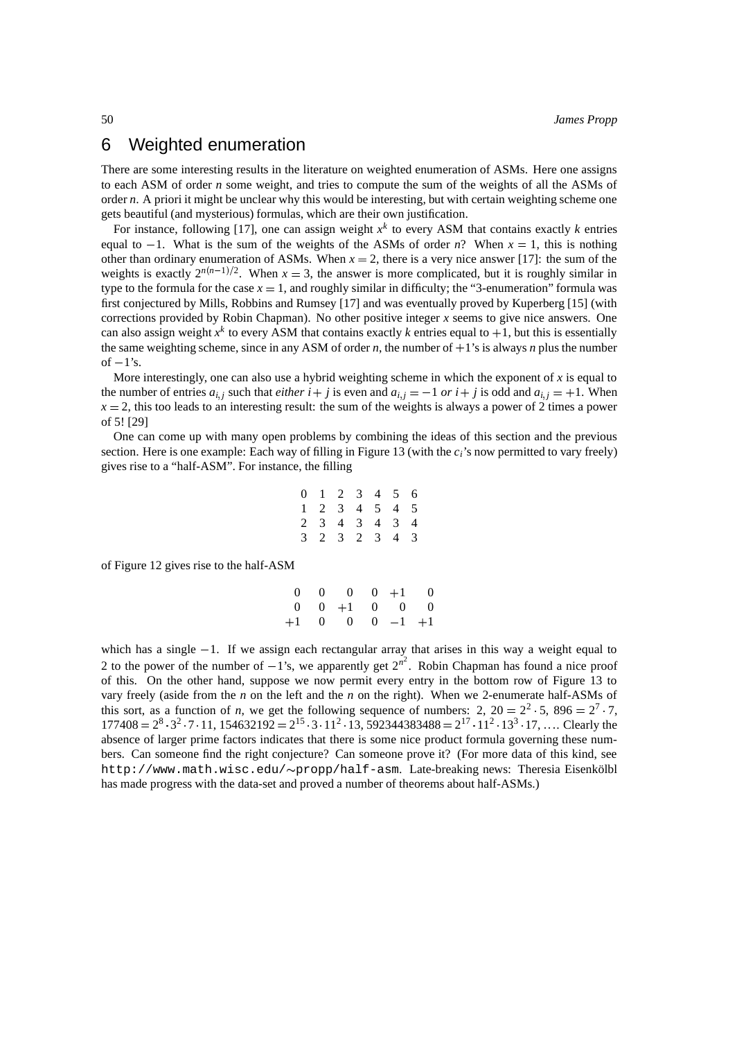## 6 Weighted enumeration

There are some interesting results in the literature on weighted enumeration of ASMs. Here one assigns to each ASM of order $n$ some weight, and tries to compute the sum of the weights of all the ASMs of order $n$. A priori it might be unclear why this would be interesting, but with certain weighting scheme one gets beautiful (and mysterious) formulas, which are their own justification.

For instance, following [17], one can assign weight $x^k$ to every ASM that contains exactly $k$ entries equal to $-1$. What is the sum of the weights of the ASMs of order $n$? When $x = 1$, this is nothing other than ordinary enumeration of ASMs. When $x = 2$, there is a very nice answer [17]: the sum of the weights is exactly $2^{n(n-1)/2}$. When $x = 3$, the answer is more complicated, but it is roughly similar in type to the formula for the case $x = 1$, and roughly similar in difficulty; the "3-enumeration" formula was first conjectured by Mills, Robbins and Rumsey [17] and was eventually proved by Kuperberg [15] (with corrections provided by Robin Chapman). No other positive integer $x$ seems to give nice answers. One can also assign weight $x^k$ to every ASM that contains exactly $k$ entries equal to $+1$, but this is essentially the same weighting scheme, since in any ASM of order $n$, the number of $+1$'s is always $n$ plus the number of $-1$'s.

More interestingly, one can also use a hybrid weighting scheme in which the exponent of $x$ is equal to the number of entries $a_{i,j}$ such that *either* $i+j$ is even and $a_{i,j} = -1$ *or* $i+j$ is odd and $a_{i,j} = +1$. When $x = 2$, this too leads to an interesting result: the sum of the weights is always a power of 2 times a power of 5! [29]

One can come up with many open problems by combining the ideas of this section and the previous section. Here is one example: Each way of filling in Figure 13 (with the $c_i$'s now permitted to vary freely) gives rise to a "half-ASM". For instance, the filling

$$
\begin{array}{ccccccc}
0 & 1 & 2 & 3 & 4 & 5 & 6 \\
1 & 2 & 3 & 4 & 5 & 4 & 5 \\
2 & 3 & 4 & 3 & 4 & 3 & 4 \\
3 & 2 & 3 & 2 & 3 & 4 & 3
\end{array}
$$

of Figure 12 gives rise to the half-ASM

$$
\begin{array}{cccccc}
0 & 0 & 0 & 0 & +1 & 0 \\
0 & 0 & +1 & 0 & 0 & 0 \\
+1 & 0 & 0 & 0 & -1 & +1
\end{array}
$$

which has a single $-1$. If we assign each rectangular array that arises in this way a weight equal to 2 to the power of the number of $-1$'s, we apparently get $2^{n^2}$. Robin Chapman has found a nice proof of this. On the other hand, suppose we now permit every entry in the bottom row of Figure 13 to vary freely (aside from the $n$ on the left and the $n$ on the right). When we 2-enumerate half-ASMs of this sort, as a function of $n$, we get the following sequence of numbers: 2, $20 = 2^2 \cdot 5$, $896 = 2^7 \cdot 7$, $177408 = 2^8 \cdot 3^2 \cdot 7 \cdot 11$, $154632192 = 2^{15} \cdot 3 \cdot 11^2 \cdot 13$, $592344383488 = 2^{17} \cdot 11^2 \cdot 13^3 \cdot 17$, .... Clearly the absence of larger prime factors indicates that there is some nice product formula governing these numbers. Can someone find the right conjecture? Can someone prove it? (For more data of this kind, see `http://www.math.wisc.edu/~propp/half-asm`. Late-breaking news: Theresia Eisenkölbl has made progress with the data-set and proved a number of theorems about half-ASMs.)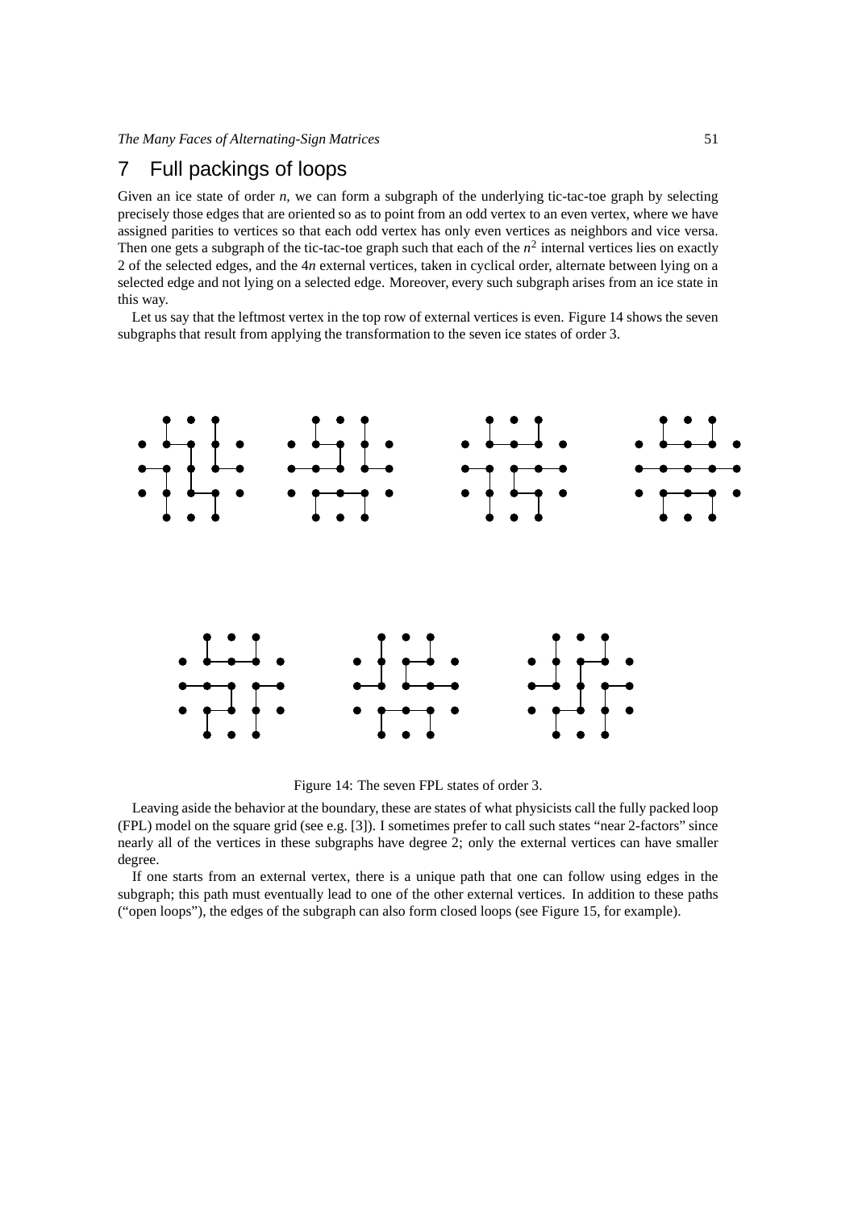## 7 Full packings of loops

Given an ice state of order $n$, we can form a subgraph of the underlying tic-tac-toe graph by selecting precisely those edges that are oriented so as to point from an odd vertex to an even vertex, where we have assigned parities to vertices so that each odd vertex has only even vertices as neighbors and vice versa. Then one gets a subgraph of the tic-tac-toe graph such that each of the $n^2$ internal vertices lies on exactly 2 of the selected edges, and the $4n$ external vertices, taken in cyclical order, alternate between lying on a selected edge and not lying on a selected edge. Moreover, every such subgraph arises from an ice state in this way.

Let us say that the leftmost vertex in the top row of external vertices is even. Figure 14 shows the seven subgraphs that result from applying the transformation to the seven ice states of order 3.

Figure 14: The seven FPL states of order 3.

Leaving aside the behavior at the boundary, these are states of what physicists call the fully packed loop (FPL) model on the square grid (see e.g. [3]). I sometimes prefer to call such states "near 2-factors" since nearly all of the vertices in these subgraphs have degree 2; only the external vertices can have smaller degree.

If one starts from an external vertex, there is a unique path that one can follow using edges in the subgraph; this path must eventually lead to one of the other external vertices. In addition to these paths ("open loops"), the edges of the subgraph can also form closed loops (see Figure 15, for example).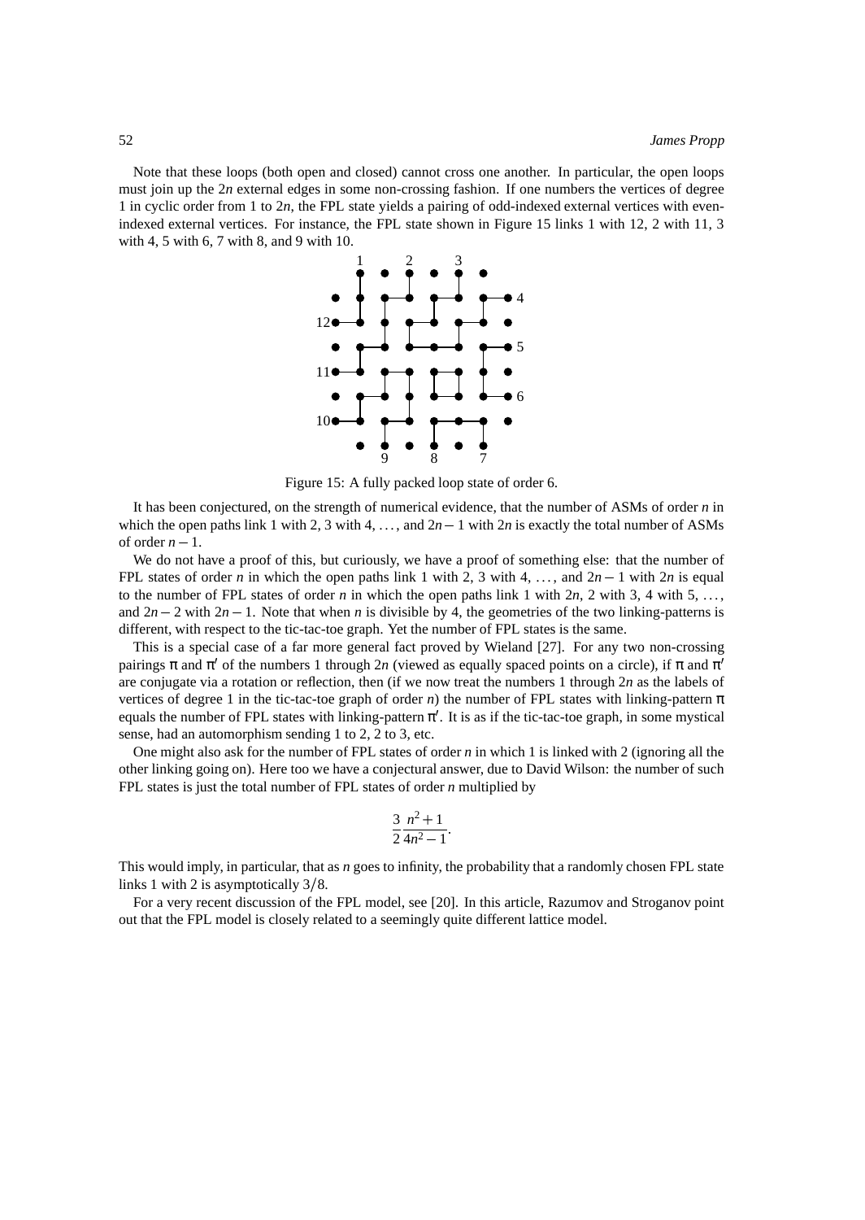Note that these loops (both open and closed) cannot cross one another. In particular, the open loops must join up the $2n$ external edges in some non-crossing fashion. If one numbers the vertices of degree 1 in cyclic order from 1 to $2n$, the FPL state yields a pairing of odd-indexed external vertices with even-indexed external vertices. For instance, the FPL state shown in Figure 15 links 1 with 12, 2 with 11, 3 with 4, 5 with 6, 7 with 8, and 9 with 10.

Figure 15: A fully packed loop state of order 6.

It has been conjectured, on the strength of numerical evidence, that the number of ASMs of order $n$ in which the open paths link 1 with 2, 3 with 4, ..., and $2n-1$ with $2n$ is exactly the total number of ASMs of order $n-1$.

We do not have a proof of this, but curiously, we have a proof of something else: that the number of FPL states of order $n$ in which the open paths link 1 with 2, 3 with 4, ..., and $2n-1$ with $2n$ is equal to the number of FPL states of order $n$ in which the open paths link 1 with $2n$, 2 with 3, 4 with 5, ..., and $2n-2$ with $2n-1$. Note that when $n$ is divisible by 4, the geometries of the two linking-patterns is different, with respect to the tic-tac-toe graph. Yet the number of FPL states is the same.

This is a special case of a far more general fact proved by Wieland [27]. For any two non-crossing pairings $\pi$ and $\pi'$ of the numbers 1 through $2n$ (viewed as equally spaced points on a circle), if $\pi$ and $\pi'$ are conjugate via a rotation or reflection, then (if we now treat the numbers 1 through $2n$ as the labels of vertices of degree 1 in the tic-tac-toe graph of order $n$) the number of FPL states with linking-pattern $\pi$ equals the number of FPL states with linking-pattern $\pi'$. It is as if the tic-tac-toe graph, in some mystical sense, had an automorphism sending 1 to 2, 2 to 3, etc.

One might also ask for the number of FPL states of order $n$ in which 1 is linked with 2 (ignoring all the other linking going on). Here too we have a conjectural answer, due to David Wilson: the number of such FPL states is just the total number of FPL states of order $n$ multiplied by

$$\frac{3}{2}\frac{n^2+1}{4n^2-1}.$$

This would imply, in particular, that as $n$ goes to infinity, the probability that a randomly chosen FPL state links 1 with 2 is asymptotically $3/8$.

For a very recent discussion of the FPL model, see [20]. In this article, Razumov and Stroganov point out that the FPL model is closely related to a seemingly quite different lattice model.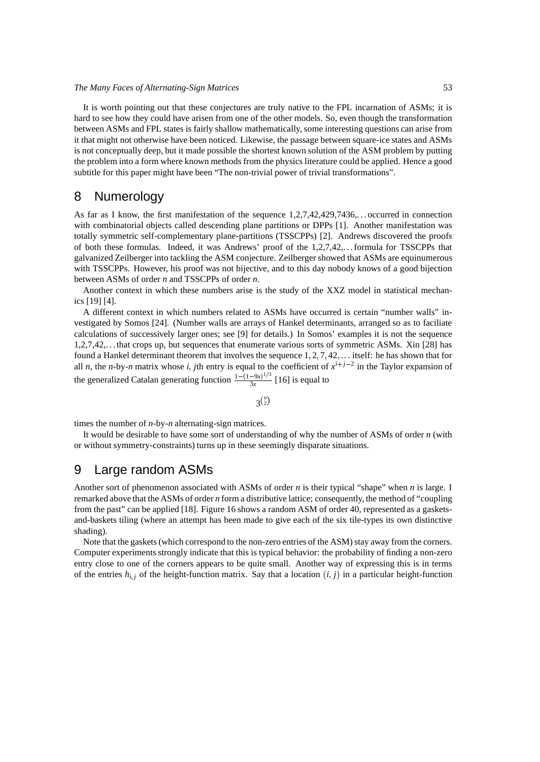It is worth pointing out that these conjectures are truly native to the FPL incarnation of ASMs; it is hard to see how they could have arisen from one of the other models. So, even though the transformation between ASMs and FPL states is fairly shallow mathematically, some interesting questions can arise from it that might not otherwise have been noticed. Likewise, the passage between square-ice states and ASMs is not conceptually deep, but it made possible the shortest known solution of the ASM problem by putting the problem into a form where known methods from the physics literature could be applied. Hence a good subtitle for this paper might have been "The non-trivial power of trivial transformations".

## 8 Numerology

As far as I know, the first manifestation of the sequence 1,2,7,42,429,7436,... occurred in connection with combinatorial objects called descending plane partitions or DPPs [1]. Another manifestation was totally symmetric self-complementary plane-partitions (TSSCPPs) [2]. Andrews discovered the proofs of both these formulas. Indeed, it was Andrews' proof of the 1,2,7,42,... formula for TSSCPPs that galvanized Zeilberger into tackling the ASM conjecture. Zeilberger showed that ASMs are equinumerous with TSSCPPs. However, his proof was not bijective, and to this day nobody knows of a good bijection between ASMs of order $n$ and TSSCPPs of order $n$.

Another context in which these numbers arise is the study of the XXZ model in statistical mechanics [19] [4].

A different context in which numbers related to ASMs have occurred is certain "number walls" investigated by Somos [24]. (Number walls are arrays of Hankel determinants, arranged so as to faciliate calculations of successively larger ones; see [9] for details.) In Somos' examples it is not the sequence 1,2,7,42,... that crops up, but sequences that enumerate various sorts of symmetric ASMs. Xin [28] has found a Hankel determinant theorem that involves the sequence $1,2,7,42,\ldots$ itself: he has shown that for all $n$, the $n$-by-$n$ matrix whose $i$, $j$th entry is equal to the coefficient of $x^{i+j-2}$ in the Taylor expansion of the generalized Catalan generating function $\frac{1-(1-9x)^{1/3}}{3x}$ [16] is equal to

$$3^{\binom{n}{2}}$$

times the number of $n$-by-$n$ alternating-sign matrices.

It would be desirable to have some sort of understanding of why the number of ASMs of order $n$ (with or without symmetry-constraints) turns up in these seemingly disparate situations.

## 9 Large random ASMs

Another sort of phenomenon associated with ASMs of order $n$ is their typical "shape" when $n$ is large. I remarked above that the ASMs of order $n$ form a distributive lattice; consequently, the method of "coupling from the past" can be applied [18]. Figure 16 shows a random ASM of order 40, represented as a gaskets-and-baskets tiling (where an attempt has been made to give each of the six tile-types its own distinctive shading).

Note that the gaskets (which correspond to the non-zero entries of the ASM) stay away from the corners. Computer experiments strongly indicate that this is typical behavior: the probability of finding a non-zero entry close to one of the corners appears to be quite small. Another way of expressing this is in terms of the entries $h_{i,j}$ of the height-function matrix. Say that a location $(i,j)$ in a particular height-function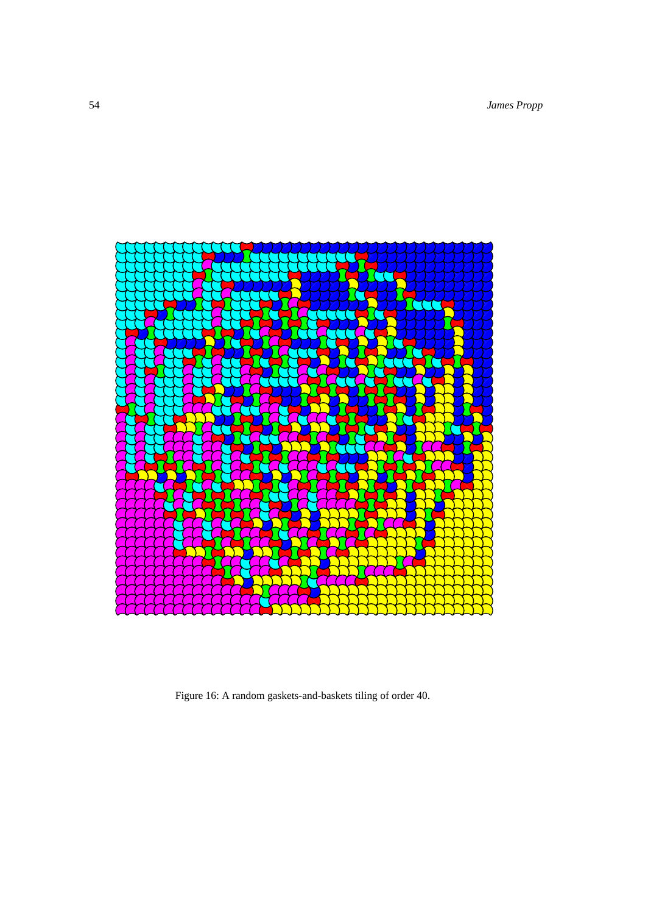Figure 16: A random gaskets-and-baskets tiling of order 40.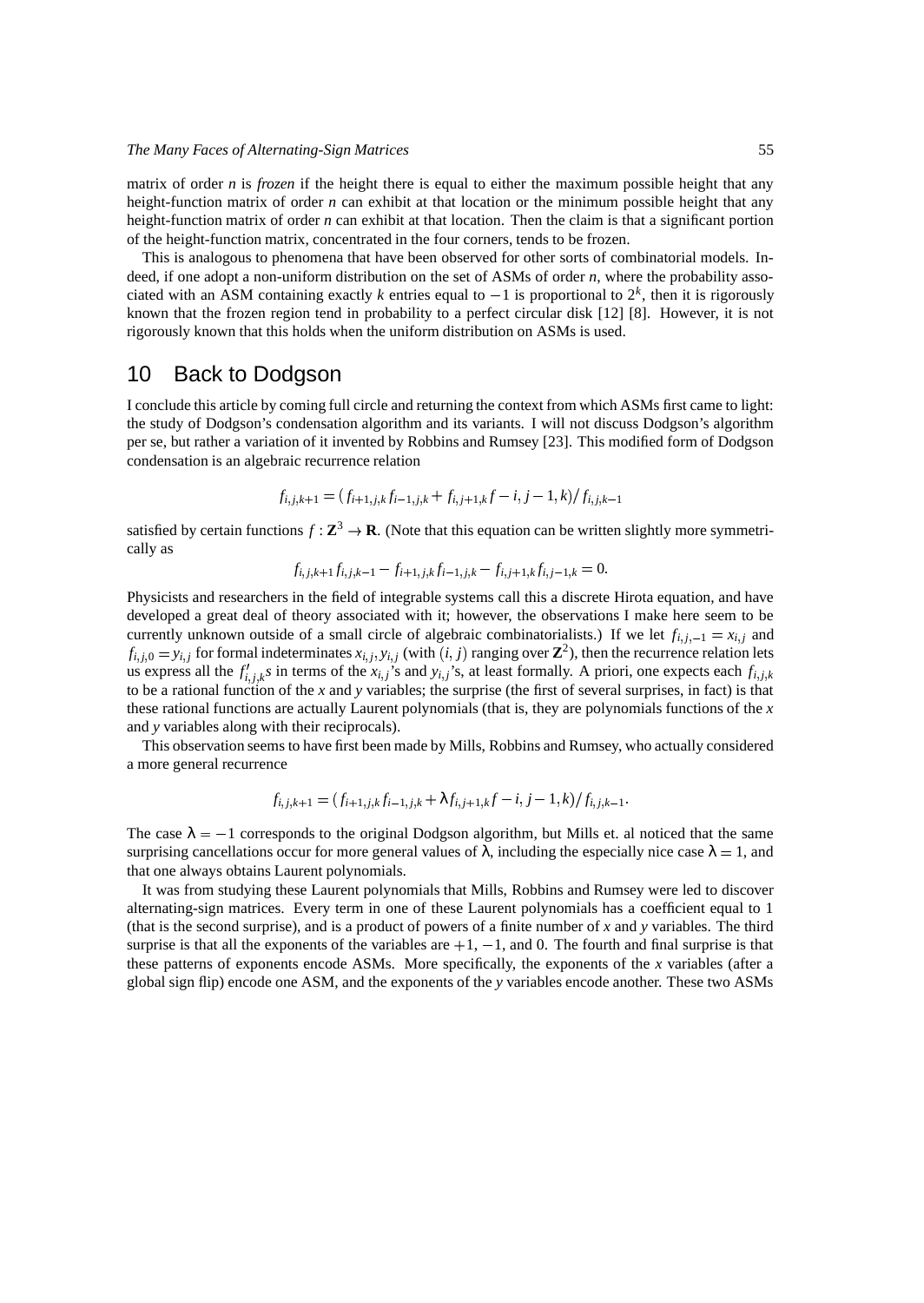matrix of order $n$ is *frozen* if the height there is equal to either the maximum possible height that any height-function matrix of order $n$ can exhibit at that location or the minimum possible height that any height-function matrix of order $n$ can exhibit at that location. Then the claim is that a significant portion of the height-function matrix, concentrated in the four corners, tends to be frozen.

This is analogous to phenomena that have been observed for other sorts of combinatorial models. Indeed, if one adopt a non-uniform distribution on the set of ASMs of order $n$, where the probability associated with an ASM containing exactly $k$ entries equal to $-1$ is proportional to $2^k$, then it is rigorously known that the frozen region tend in probability to a perfect circular disk [12] [8]. However, it is not rigorously known that this holds when the uniform distribution on ASMs is used.

## 10 Back to Dodgson

I conclude this article by coming full circle and returning the context from which ASMs first came to light: the study of Dodgson's condensation algorithm and its variants. I will not discuss Dodgson's algorithm per se, but rather a variation of it invented by Robbins and Rumsey [23]. This modified form of Dodgson condensation is an algebraic recurrence relation

$$f_{i,j,k+1} = (f_{i+1,j,k}f_{i-1,j,k} + f_{i,j+1,k}f - i, j-1,k)/f_{i,j,k-1}$$

satisfied by certain functions $f : \mathbf{Z}^3 \to \mathbf{R}$. (Note that this equation can be written slightly more symmetrically as

$$f_{i,j,k+1}f_{i,j,k-1} - f_{i+1,j,k}f_{i-1,j,k} - f_{i,j+1,k}f_{i,j-1,k} = 0.$$

Physicists and researchers in the field of integrable systems call this a discrete Hirota equation, and have developed a great deal of theory associated with it; however, the observations I make here seem to be currently unknown outside of a small circle of algebraic combinatorialists.) If we let $f_{i,j,-1} = x_{i,j}$ and $f_{i,j,0} = y_{i,j}$ for formal indeterminates $x_{i,j}, y_{i,j}$ (with $(i, j)$ ranging over $\mathbf{Z}^2$), then the recurrence relation lets us express all the $f'_{i,j,k}$s in terms of the $x_{i,j}$'s and $y_{i,j}$'s, at least formally. A priori, one expects each $f_{i,j,k}$ to be a rational function of the $x$ and $y$ variables; the surprise (the first of several surprises, in fact) is that these rational functions are actually Laurent polynomials (that is, they are polynomials functions of the $x$ and $y$ variables along with their reciprocals).

This observation seems to have first been made by Mills, Robbins and Rumsey, who actually considered a more general recurrence

$$f_{i,j,k+1} = (f_{i+1,j,k}f_{i-1,j,k} + \lambda f_{i,j+1,k}f - i, j-1,k)/f_{i,j,k-1}.$$

The case $\lambda = -1$ corresponds to the original Dodgson algorithm, but Mills et. al noticed that the same surprising cancellations occur for more general values of $\lambda$, including the especially nice case $\lambda = 1$, and that one always obtains Laurent polynomials.

It was from studying these Laurent polynomials that Mills, Robbins and Rumsey were led to discover alternating-sign matrices. Every term in one of these Laurent polynomials has a coefficient equal to 1 (that is the second surprise), and is a product of powers of a finite number of $x$ and $y$ variables. The third surprise is that all the exponents of the variables are $+1$, $-1$, and 0. The fourth and final surprise is that these patterns of exponents encode ASMs. More specifically, the exponents of the $x$ variables (after a global sign flip) encode one ASM, and the exponents of the $y$ variables encode another. These two ASMs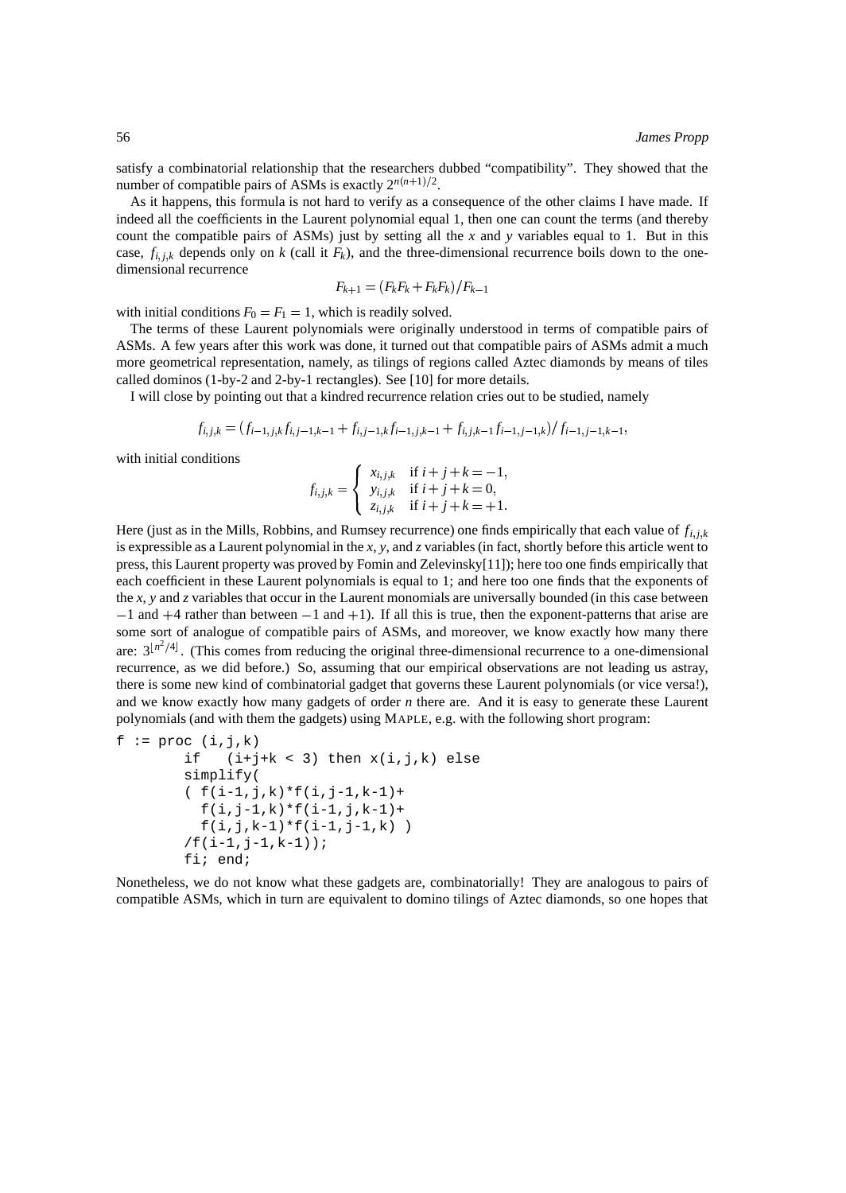satisfy a combinatorial relationship that the researchers dubbed "compatibility". They showed that the number of compatible pairs of ASMs is exactly $2^{n(n+1)/2}$.

As it happens, this formula is not hard to verify as a consequence of the other claims I have made. If indeed all the coefficients in the Laurent polynomial equal 1, then one can count the terms (and thereby count the compatible pairs of ASMs) just by setting all the $x$ and $y$ variables equal to 1. But in this case, $f_{i,j,k}$ depends only on $k$ (call it $F_k$), and the three-dimensional recurrence boils down to the one-dimensional recurrence

$$F_{k+1} = (F_k F_k + F_k F_k)/F_{k-1}$$

with initial conditions $F_0 = F_1 = 1$, which is readily solved.

The terms of these Laurent polynomials were originally understood in terms of compatible pairs of ASMs. A few years after this work was done, it turned out that compatible pairs of ASMs admit a much more geometrical representation, namely, as tilings of regions called Aztec diamonds by means of tiles called dominos (1-by-2 and 2-by-1 rectangles). See [10] for more details.

I will close by pointing out that a kindred recurrence relation cries out to be studied, namely

$$f_{i,j,k} = (f_{i-1,j,k} f_{i,j-1,k-1} + f_{i,j-1,k} f_{i-1,j,k-1} + f_{i,j,k-1} f_{i-1,j-1,k})/f_{i-1,j-1,k-1},$$

with initial conditions

$$f_{i,j,k} = \begin{cases} x_{i,j,k} & \text{if } i+j+k = -1, \\ y_{i,j,k} & \text{if } i+j+k = 0, \\ z_{i,j,k} & \text{if } i+j+k = +1. \end{cases}$$

Here (just as in the Mills, Robbins, and Rumsey recurrence) one finds empirically that each value of $f_{i,j,k}$ is expressible as a Laurent polynomial in the $x$, $y$, and $z$ variables (in fact, shortly before this article went to press, this Laurent property was proved by Fomin and Zelevinsky[11]); here too one finds empirically that each coefficient in these Laurent polynomials is equal to 1; and here too one finds that the exponents of the $x$, $y$ and $z$ variables that occur in the Laurent monomials are universally bounded (in this case between $-1$ and $+4$ rather than between $-1$ and $+1$). If all this is true, then the exponent-patterns that arise are some sort of analogue of compatible pairs of ASMs, and moreover, we know exactly how many there are: $3^{\lfloor n^2/4 \rfloor}$. (This comes from reducing the original three-dimensional recurrence to a one-dimensional recurrence, as we did before.) So, assuming that our empirical observations are not leading us astray, there is some new kind of combinatorial gadget that governs these Laurent polynomials (or vice versa!), and we know exactly how many gadgets of order $n$ there are. And it is easy to generate these Laurent polynomials (and with them the gadgets) using MAPLE, e.g. with the following short program:

```
f := proc (i,j,k)
        if   (i+j+k < 3) then x(i,j,k) else
        simplify(
        ( f(i-1,j,k)*f(i,j-1,k-1)+
          f(i,j-1,k)*f(i-1,j,k-1)+
          f(i,j,k-1)*f(i-1,j-1,k) )
        /f(i-1,j-1,k-1));
        fi; end;
```

Nonetheless, we do not know what these gadgets are, combinatorially! They are analogous to pairs of compatible ASMs, which in turn are equivalent to domino tilings of Aztec diamonds, so one hopes that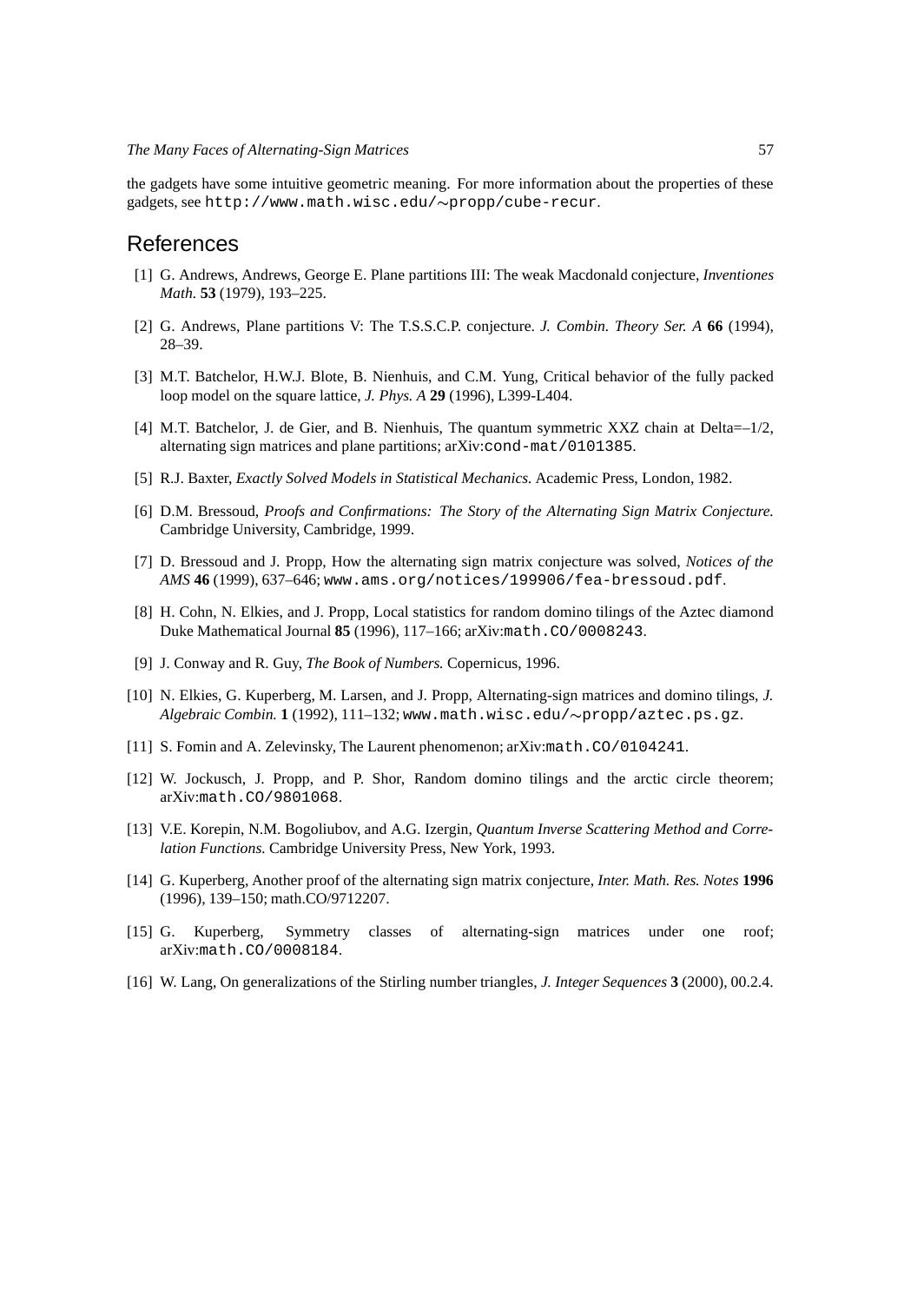the gadgets have some intuitive geometric meaning. For more information about the properties of these gadgets, see `http://www.math.wisc.edu/~propp/cube-recur`.

## References

[1] G. Andrews, Andrews, George E. Plane partitions III: The weak Macdonald conjecture, *Inventiones Math.* **53** (1979), 193–225.

[2] G. Andrews, Plane partitions V: The T.S.S.C.P. conjecture. *J. Combin. Theory Ser. A* **66** (1994), 28–39.

[3] M.T. Batchelor, H.W.J. Blote, B. Nienhuis, and C.M. Yung, Critical behavior of the fully packed loop model on the square lattice, *J. Phys. A* **29** (1996), L399-L404.

[4] M.T. Batchelor, J. de Gier, and B. Nienhuis, The quantum symmetric XXZ chain at Delta=–1/2, alternating sign matrices and plane partitions; arXiv:`cond-mat/0101385`.

[5] R.J. Baxter, *Exactly Solved Models in Statistical Mechanics.* Academic Press, London, 1982.

[6] D.M. Bressoud, *Proofs and Confirmations: The Story of the Alternating Sign Matrix Conjecture.* Cambridge University, Cambridge, 1999.

[7] D. Bressoud and J. Propp, How the alternating sign matrix conjecture was solved, *Notices of the AMS* **46** (1999), 637–646; `www.ams.org/notices/199906/fea-bressoud.pdf`.

[8] H. Cohn, N. Elkies, and J. Propp, Local statistics for random domino tilings of the Aztec diamond Duke Mathematical Journal **85** (1996), 117–166; arXiv:`math.CO/0008243`.

[9] J. Conway and R. Guy, *The Book of Numbers.* Copernicus, 1996.

[10] N. Elkies, G. Kuperberg, M. Larsen, and J. Propp, Alternating-sign matrices and domino tilings, *J. Algebraic Combin.* **1** (1992), 111–132; `www.math.wisc.edu/~propp/aztec.ps.gz`.

[11] S. Fomin and A. Zelevinsky, The Laurent phenomenon; arXiv:`math.CO/0104241`.

[12] W. Jockusch, J. Propp, and P. Shor, Random domino tilings and the arctic circle theorem; arXiv:`math.CO/9801068`.

[13] V.E. Korepin, N.M. Bogoliubov, and A.G. Izergin, *Quantum Inverse Scattering Method and Correlation Functions.* Cambridge University Press, New York, 1993.

[14] G. Kuperberg, Another proof of the alternating sign matrix conjecture, *Inter. Math. Res. Notes* **1996** (1996), 139–150; math.CO/9712207.

[15] G. Kuperberg, Symmetry classes of alternating-sign matrices under one roof; arXiv:`math.CO/0008184`.

[16] W. Lang, On generalizations of the Stirling number triangles, *J. Integer Sequences* **3** (2000), 00.2.4.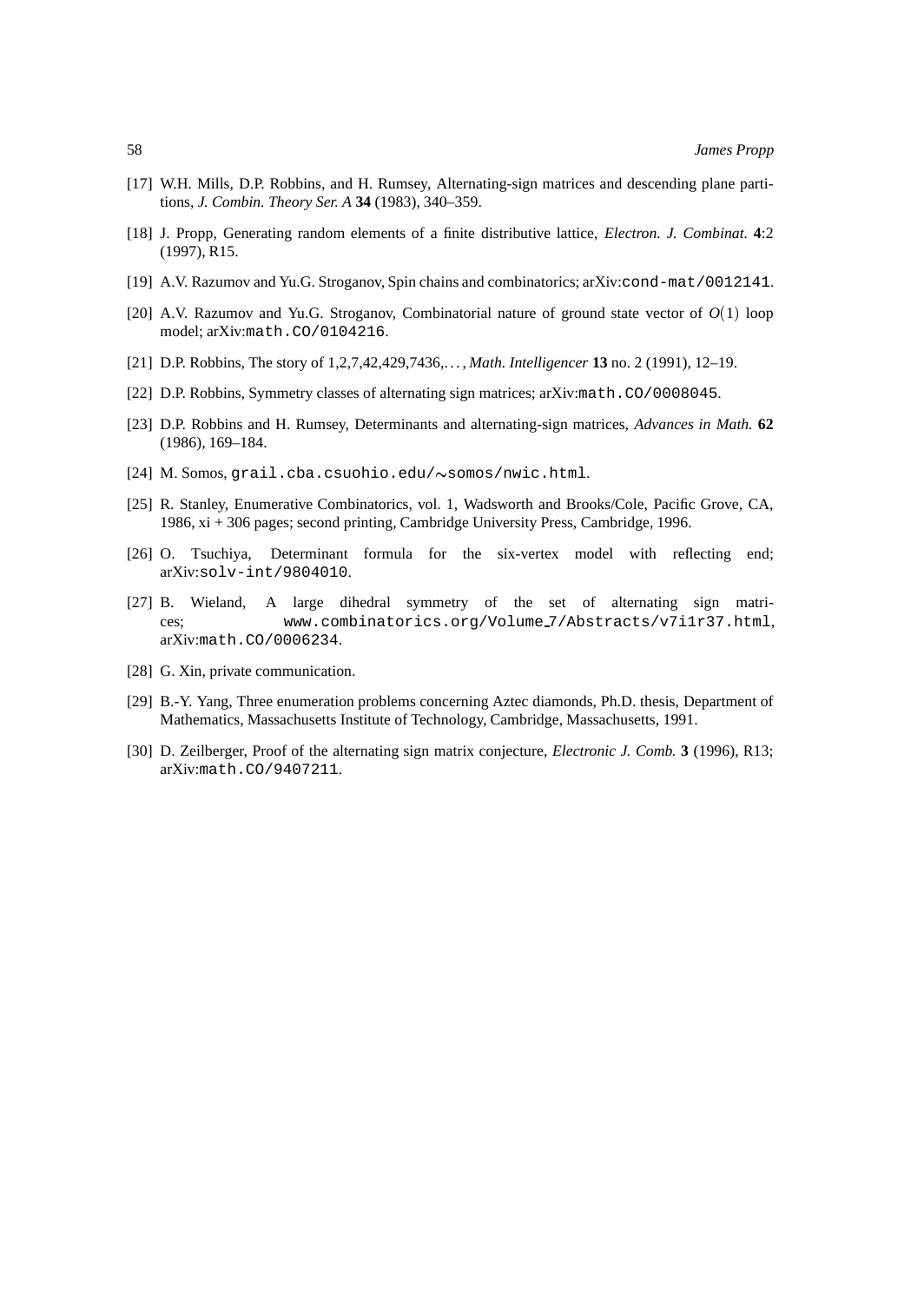[17] W.H. Mills, D.P. Robbins, and H. Rumsey, Alternating-sign matrices and descending plane partitions, *J. Combin. Theory Ser. A* **34** (1983), 340–359.

[18] J. Propp, Generating random elements of a finite distributive lattice, *Electron. J. Combinat.* **4**:2 (1997), R15.

[19] A.V. Razumov and Yu.G. Stroganov, Spin chains and combinatorics; arXiv:`cond-mat/0012141`.

[20] A.V. Razumov and Yu.G. Stroganov, Combinatorial nature of ground state vector of $O(1)$ loop model; arXiv:`math.CO/0104216`.

[21] D.P. Robbins, The story of 1,2,7,42,429,7436,..., *Math. Intelligencer* **13** no. 2 (1991), 12–19.

[22] D.P. Robbins, Symmetry classes of alternating sign matrices; arXiv:`math.CO/0008045`.

[23] D.P. Robbins and H. Rumsey, Determinants and alternating-sign matrices, *Advances in Math.* **62** (1986), 169–184.

[24] M. Somos, `grail.cba.csuohio.edu/~somos/nwic.html`.

[25] R. Stanley, Enumerative Combinatorics, vol. 1, Wadsworth and Brooks/Cole, Pacific Grove, CA, 1986, xi + 306 pages; second printing, Cambridge University Press, Cambridge, 1996.

[26] O. Tsuchiya, Determinant formula for the six-vertex model with reflecting end; arXiv:`solv-int/9804010`.

[27] B. Wieland, A large dihedral symmetry of the set of alternating sign matrices; `www.combinatorics.org/Volume_7/Abstracts/v7i1r37.html`, arXiv:`math.CO/0006234`.

[28] G. Xin, private communication.

[29] B.-Y. Yang, Three enumeration problems concerning Aztec diamonds, Ph.D. thesis, Department of Mathematics, Massachusetts Institute of Technology, Cambridge, Massachusetts, 1991.

[30] D. Zeilberger, Proof of the alternating sign matrix conjecture, *Electronic J. Comb.* **3** (1996), R13; arXiv:`math.CO/9407211`.